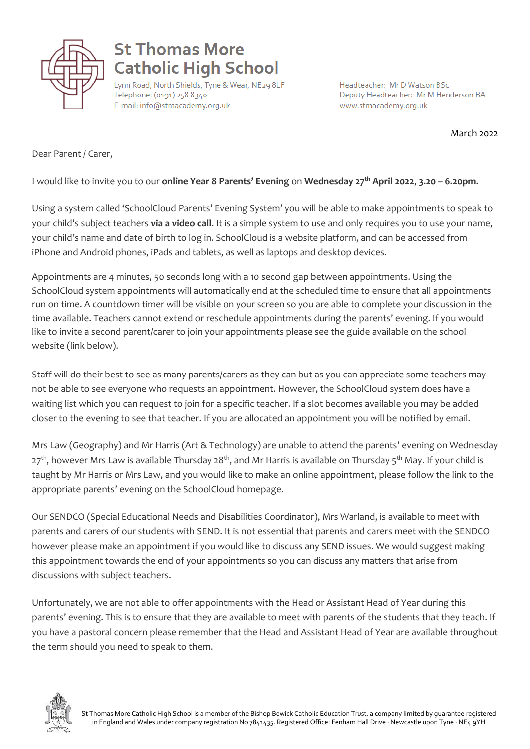# St Thomas More Catholic High School

Lynn Road, North Shields, Tyne & Wear, NE29 8LF
Telephone: (0191) 258 8340
E-mail: info@stmacademy.org.uk

Headteacher: Mr D Watson BSc
Deputy Headteacher: Mr M Henderson BA
www.stmacademy.org.uk

March 2022

Dear Parent / Carer,

I would like to invite you to our **online Year 8 Parents' Evening** on **Wednesday 27th April 2022, 3.20 – 6.20pm.**

Using a system called 'SchoolCloud Parents' Evening System' you will be able to make appointments to speak to your child's subject teachers **via a video call**. It is a simple system to use and only requires you to use your name, your child's name and date of birth to log in. SchoolCloud is a website platform, and can be accessed from iPhone and Android phones, iPads and tablets, as well as laptops and desktop devices.

Appointments are 4 minutes, 50 seconds long with a 10 second gap between appointments. Using the SchoolCloud system appointments will automatically end at the scheduled time to ensure that all appointments run on time. A countdown timer will be visible on your screen so you are able to complete your discussion in the time available. Teachers cannot extend or reschedule appointments during the parents' evening. If you would like to invite a second parent/carer to join your appointments please see the guide available on the school website (link below).

Staff will do their best to see as many parents/carers as they can but as you can appreciate some teachers may not be able to see everyone who requests an appointment. However, the SchoolCloud system does have a waiting list which you can request to join for a specific teacher. If a slot becomes available you may be added closer to the evening to see that teacher. If you are allocated an appointment you will be notified by email.

Mrs Law (Geography) and Mr Harris (Art & Technology) are unable to attend the parents' evening on Wednesday 27th, however Mrs Law is available Thursday 28th, and Mr Harris is available on Thursday 5th May. If your child is taught by Mr Harris or Mrs Law, and you would like to make an online appointment, please follow the link to the appropriate parents' evening on the SchoolCloud homepage.

Our SENDCO (Special Educational Needs and Disabilities Coordinator), Mrs Warland, is available to meet with parents and carers of our students with SEND. It is not essential that parents and carers meet with the SENDCO however please make an appointment if you would like to discuss any SEND issues. We would suggest making this appointment towards the end of your appointments so you can discuss any matters that arise from discussions with subject teachers.

Unfortunately, we are not able to offer appointments with the Head or Assistant Head of Year during this parents' evening. This is to ensure that they are available to meet with parents of the students that they teach. If you have a pastoral concern please remember that the Head and Assistant Head of Year are available throughout the term should you need to speak to them.

St Thomas More Catholic High School is a member of the Bishop Bewick Catholic Education Trust, a company limited by guarantee registered in England and Wales under company registration No 7841435. Registered Office: Fenham Hall Drive · Newcastle upon Tyne · NE4 9YH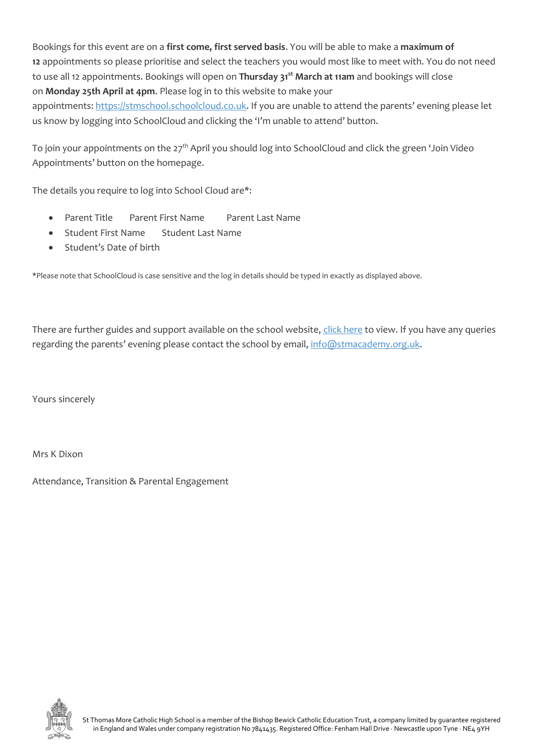Bookings for this event are on a **first come, first served basis**. You will be able to make a **maximum of 12** appointments so please prioritise and select the teachers you would most like to meet with. You do not need to use all 12 appointments. Bookings will open on **Thursday 31st March at 11am** and bookings will close on **Monday 25th April at 4pm**. Please log in to this website to make your appointments: [https://stmschool.schoolcloud.co.uk](https://stmschool.schoolcloud.co.uk). If you are unable to attend the parents' evening please let us know by logging into SchoolCloud and clicking the 'I'm unable to attend' button.

To join your appointments on the 27th April you should log into SchoolCloud and click the green 'Join Video Appointments' button on the homepage.

The details you require to log into School Cloud are*:

- Parent Title Parent First Name Parent Last Name
- Student First Name Student Last Name
- Student's Date of birth

*Please note that SchoolCloud is case sensitive and the log in details should be typed in exactly as displayed above.

There are further guides and support available on the school website, click here to view. If you have any queries regarding the parents' evening please contact the school by email, [info@stmacademy.org.uk](mailto:info@stmacademy.org.uk).

Yours sincerely

Mrs K Dixon

Attendance, Transition & Parental Engagement

St Thomas More Catholic High School is a member of the Bishop Bewick Catholic Education Trust, a company limited by guarantee registered in England and Wales under company registration No 7841435. Registered Office: Fenham Hall Drive · Newcastle upon Tyne · NE4 9YH